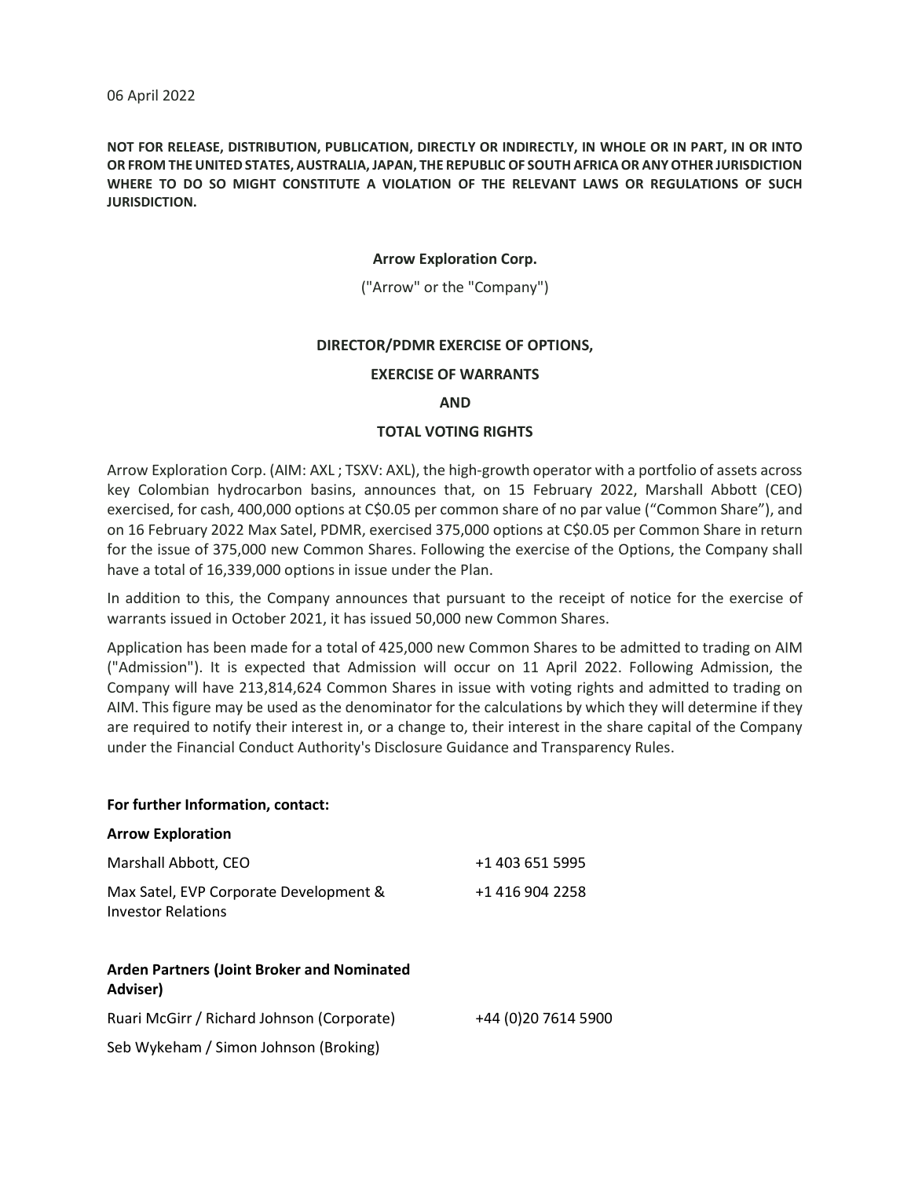06 April 2022

**NOT FOR RELEASE, DISTRIBUTION, PUBLICATION, DIRECTLY OR INDIRECTLY, IN WHOLE OR IN PART, IN OR INTO OR FROM THE UNITED STATES, AUSTRALIA, JAPAN, THE REPUBLIC OF SOUTH AFRICA OR ANY OTHER JURISDICTION WHERE TO DO SO MIGHT CONSTITUTE A VIOLATION OF THE RELEVANT LAWS OR REGULATIONS OF SUCH JURISDICTION.**

**Arrow Exploration Corp.**

("Arrow" or the "Company")

**DIRECTOR/PDMR EXERCISE OF OPTIONS,**

**EXERCISE OF WARRANTS**

**AND**

**TOTAL VOTING RIGHTS**

Arrow Exploration Corp. (AIM: AXL ; TSXV: AXL), the high-growth operator with a portfolio of assets across key Colombian hydrocarbon basins, announces that, on 15 February 2022, Marshall Abbott (CEO) exercised, for cash, 400,000 options at C$0.05 per common share of no par value ("Common Share"), and on 16 February 2022 Max Satel, PDMR, exercised 375,000 options at C$0.05 per Common Share in return for the issue of 375,000 new Common Shares. Following the exercise of the Options, the Company shall have a total of 16,339,000 options in issue under the Plan.

In addition to this, the Company announces that pursuant to the receipt of notice for the exercise of warrants issued in October 2021, it has issued 50,000 new Common Shares.

Application has been made for a total of 425,000 new Common Shares to be admitted to trading on AIM ("Admission"). It is expected that Admission will occur on 11 April 2022. Following Admission, the Company will have 213,814,624 Common Shares in issue with voting rights and admitted to trading on AIM. This figure may be used as the denominator for the calculations by which they will determine if they are required to notify their interest in, or a change to, their interest in the share capital of the Company under the Financial Conduct Authority's Disclosure Guidance and Transparency Rules.

**For further Information, contact:**

**Arrow Exploration**

| | |
|---|---|
| Marshall Abbott, CEO | +1 403 651 5995 |
| Max Satel, EVP Corporate Development & Investor Relations | +1 416 904 2258 |

**Arden Partners (Joint Broker and Nominated Adviser)**

| | |
|---|---|
| Ruari McGirr / Richard Johnson (Corporate) | +44 (0)20 7614 5900 |
| Seb Wykeham / Simon Johnson (Broking) | |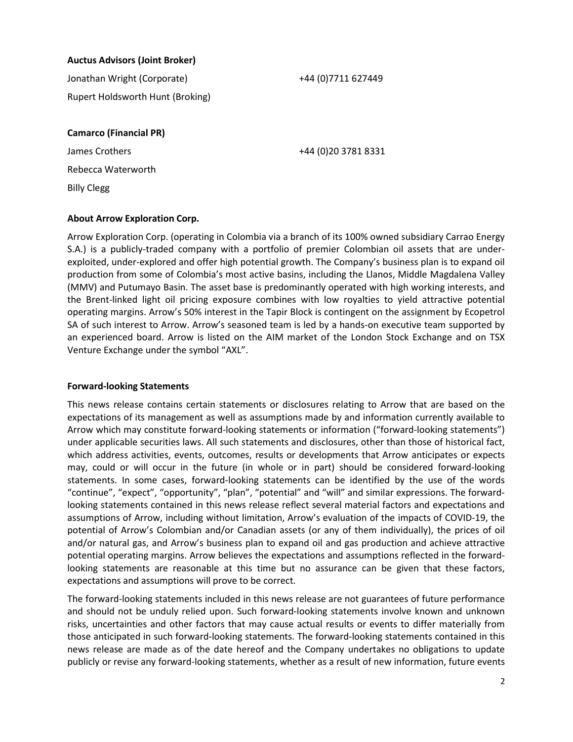**Auctus Advisors (Joint Broker)**

Jonathan Wright (Corporate) +44 (0)7711 627449

Rupert Holdsworth Hunt (Broking)

**Camarco (Financial PR)**

James Crothers +44 (0)20 3781 8331

Rebecca Waterworth

Billy Clegg

**About Arrow Exploration Corp.**

Arrow Exploration Corp. (operating in Colombia via a branch of its 100% owned subsidiary Carrao Energy S.A.) is a publicly-traded company with a portfolio of premier Colombian oil assets that are under-exploited, under-explored and offer high potential growth. The Company's business plan is to expand oil production from some of Colombia's most active basins, including the Llanos, Middle Magdalena Valley (MMV) and Putumayo Basin. The asset base is predominantly operated with high working interests, and the Brent-linked light oil pricing exposure combines with low royalties to yield attractive potential operating margins. Arrow's 50% interest in the Tapir Block is contingent on the assignment by Ecopetrol SA of such interest to Arrow. Arrow's seasoned team is led by a hands-on executive team supported by an experienced board. Arrow is listed on the AIM market of the London Stock Exchange and on TSX Venture Exchange under the symbol "AXL".

**Forward-looking Statements**

This news release contains certain statements or disclosures relating to Arrow that are based on the expectations of its management as well as assumptions made by and information currently available to Arrow which may constitute forward-looking statements or information ("forward-looking statements") under applicable securities laws. All such statements and disclosures, other than those of historical fact, which address activities, events, outcomes, results or developments that Arrow anticipates or expects may, could or will occur in the future (in whole or in part) should be considered forward-looking statements. In some cases, forward-looking statements can be identified by the use of the words "continue", "expect", "opportunity", "plan", "potential" and "will" and similar expressions. The forward-looking statements contained in this news release reflect several material factors and expectations and assumptions of Arrow, including without limitation, Arrow's evaluation of the impacts of COVID-19, the potential of Arrow's Colombian and/or Canadian assets (or any of them individually), the prices of oil and/or natural gas, and Arrow's business plan to expand oil and gas production and achieve attractive potential operating margins. Arrow believes the expectations and assumptions reflected in the forward-looking statements are reasonable at this time but no assurance can be given that these factors, expectations and assumptions will prove to be correct.

The forward-looking statements included in this news release are not guarantees of future performance and should not be unduly relied upon. Such forward-looking statements involve known and unknown risks, uncertainties and other factors that may cause actual results or events to differ materially from those anticipated in such forward-looking statements. The forward-looking statements contained in this news release are made as of the date hereof and the Company undertakes no obligations to update publicly or revise any forward-looking statements, whether as a result of new information, future events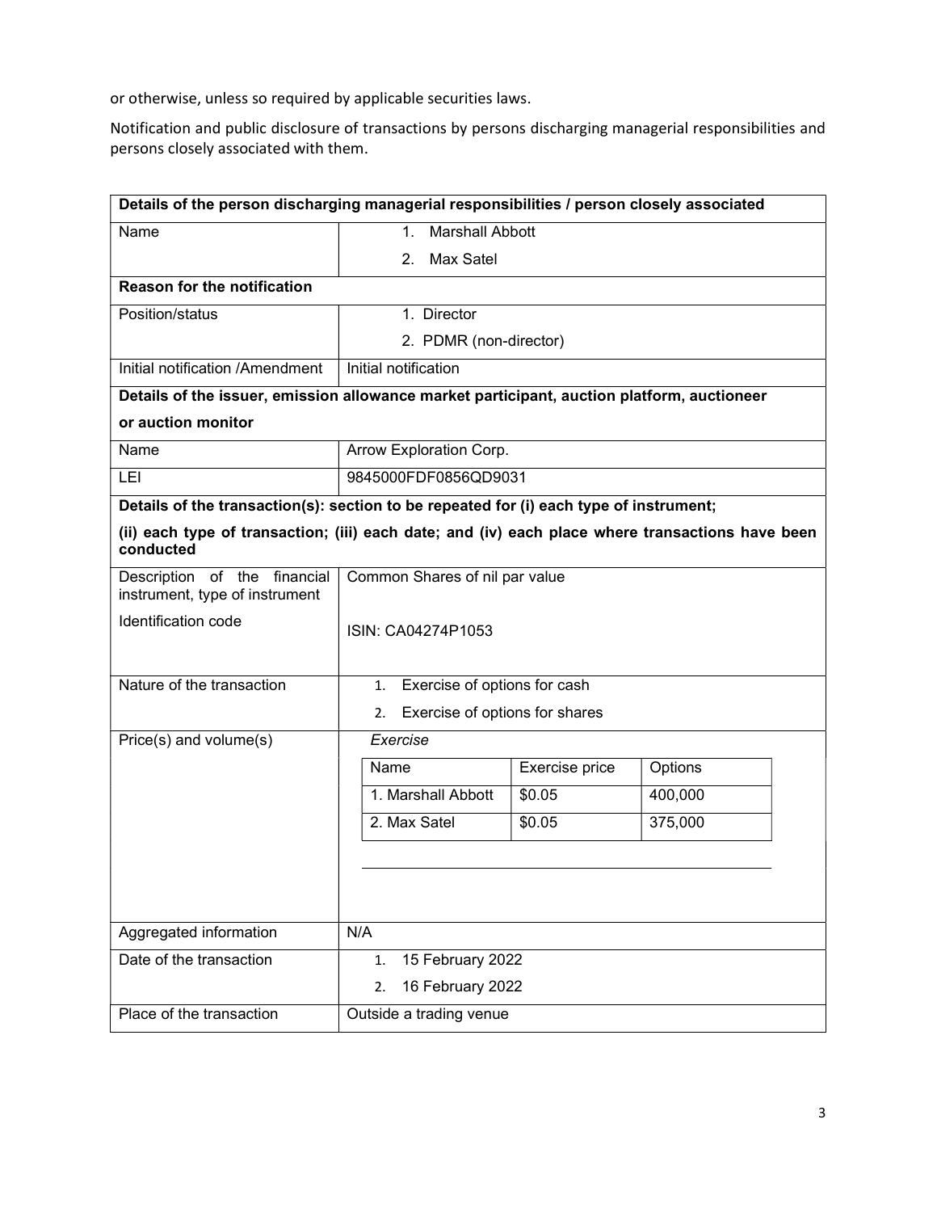or otherwise, unless so required by applicable securities laws.

Notification and public disclosure of transactions by persons discharging managerial responsibilities and persons closely associated with them.

| | |
|---|---|
| **Details of the person discharging managerial responsibilities / person closely associated** | |
| Name | 1. Marshall Abbott<br>2. Max Satel |
| **Reason for the notification** | |
| Position/status | 1. Director<br>2. PDMR (non-director) |
| Initial notification /Amendment | Initial notification |
| **Details of the issuer, emission allowance market participant, auction platform, auctioneer or auction monitor** | |
| Name | Arrow Exploration Corp. |
| LEI | 9845000FDF0856QD9031 |
| **Details of the transaction(s): section to be repeated for (i) each type of instrument; (ii) each type of transaction; (iii) each date; and (iv) each place where transactions have been conducted** | |
| Description of the financial instrument, type of instrument<br>Identification code | Common Shares of nil par value<br>ISIN: CA04274P1053 |
| Nature of the transaction | 1. Exercise of options for cash<br>2. Exercise of options for shares |
| Price(s) and volume(s) | *Exercise*<br>Name / Exercise price / Options<br>1. Marshall Abbott / $0.05 / 400,000<br>2. Max Satel / $0.05 / 375,000 |
| Aggregated information | N/A |
| Date of the transaction | 1. 15 February 2022<br>2. 16 February 2022 |
| Place of the transaction | Outside a trading venue |